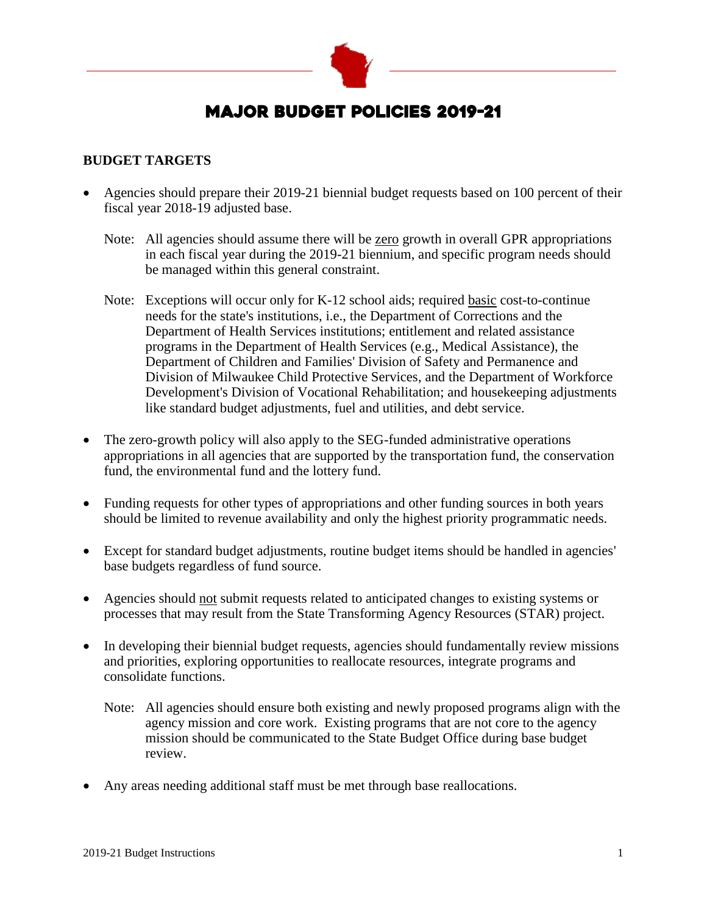# MAJOR BUDGET POLICIES 2019-21

## BUDGET TARGETS

- Agencies should prepare their 2019-21 biennial budget requests based on 100 percent of their fiscal year 2018-19 adjusted base.

  Note: All agencies should assume there will be zero growth in overall GPR appropriations in each fiscal year during the 2019-21 biennium, and specific program needs should be managed within this general constraint.

  Note: Exceptions will occur only for K-12 school aids; required basic cost-to-continue needs for the state's institutions, i.e., the Department of Corrections and the Department of Health Services institutions; entitlement and related assistance programs in the Department of Health Services (e.g., Medical Assistance), the Department of Children and Families' Division of Safety and Permanence and Division of Milwaukee Child Protective Services, and the Department of Workforce Development's Division of Vocational Rehabilitation; and housekeeping adjustments like standard budget adjustments, fuel and utilities, and debt service.

- The zero-growth policy will also apply to the SEG-funded administrative operations appropriations in all agencies that are supported by the transportation fund, the conservation fund, the environmental fund and the lottery fund.

- Funding requests for other types of appropriations and other funding sources in both years should be limited to revenue availability and only the highest priority programmatic needs.

- Except for standard budget adjustments, routine budget items should be handled in agencies' base budgets regardless of fund source.

- Agencies should not submit requests related to anticipated changes to existing systems or processes that may result from the State Transforming Agency Resources (STAR) project.

- In developing their biennial budget requests, agencies should fundamentally review missions and priorities, exploring opportunities to reallocate resources, integrate programs and consolidate functions.

  Note: All agencies should ensure both existing and newly proposed programs align with the agency mission and core work. Existing programs that are not core to the agency mission should be communicated to the State Budget Office during base budget review.

- Any areas needing additional staff must be met through base reallocations.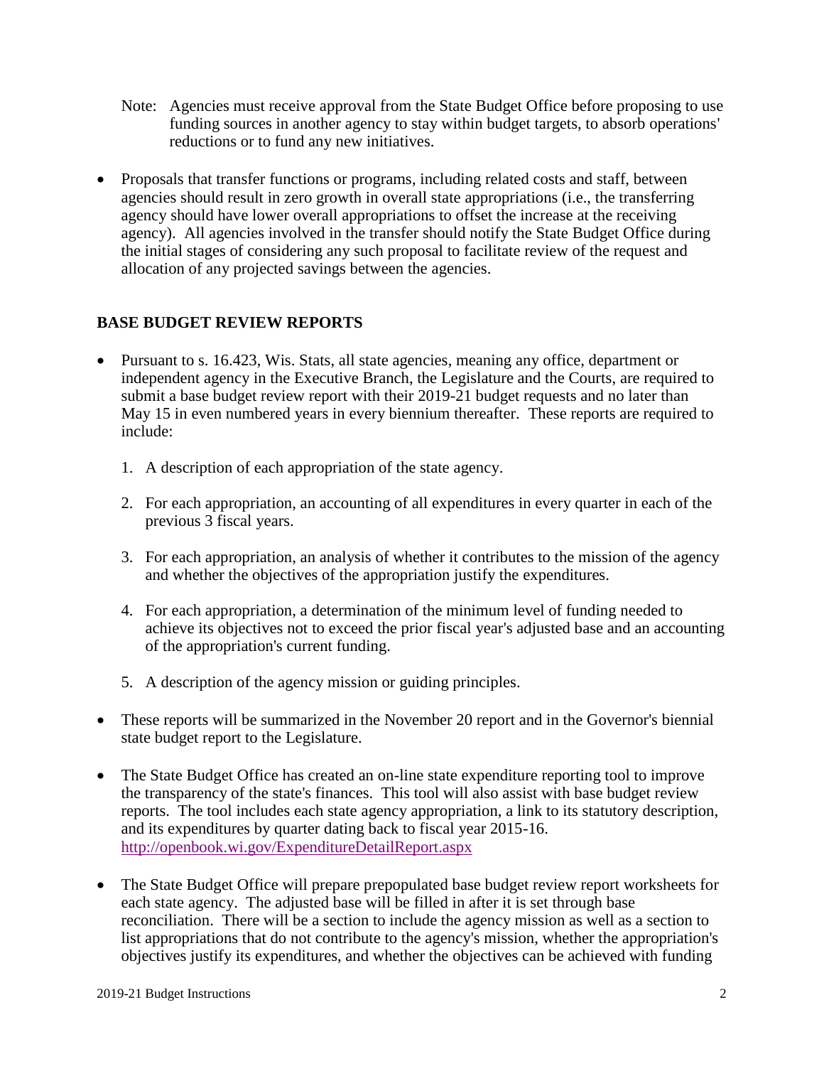Note: Agencies must receive approval from the State Budget Office before proposing to use funding sources in another agency to stay within budget targets, to absorb operations' reductions or to fund any new initiatives.

- Proposals that transfer functions or programs, including related costs and staff, between agencies should result in zero growth in overall state appropriations (i.e., the transferring agency should have lower overall appropriations to offset the increase at the receiving agency). All agencies involved in the transfer should notify the State Budget Office during the initial stages of considering any such proposal to facilitate review of the request and allocation of any projected savings between the agencies.

## BASE BUDGET REVIEW REPORTS

- Pursuant to s. 16.423, Wis. Stats, all state agencies, meaning any office, department or independent agency in the Executive Branch, the Legislature and the Courts, are required to submit a base budget review report with their 2019-21 budget requests and no later than May 15 in even numbered years in every biennium thereafter. These reports are required to include:

  1. A description of each appropriation of the state agency.
  2. For each appropriation, an accounting of all expenditures in every quarter in each of the previous 3 fiscal years.
  3. For each appropriation, an analysis of whether it contributes to the mission of the agency and whether the objectives of the appropriation justify the expenditures.
  4. For each appropriation, a determination of the minimum level of funding needed to achieve its objectives not to exceed the prior fiscal year's adjusted base and an accounting of the appropriation's current funding.
  5. A description of the agency mission or guiding principles.

- These reports will be summarized in the November 20 report and in the Governor's biennial state budget report to the Legislature.

- The State Budget Office has created an on-line state expenditure reporting tool to improve the transparency of the state's finances. This tool will also assist with base budget review reports. The tool includes each state agency appropriation, a link to its statutory description, and its expenditures by quarter dating back to fiscal year 2015-16. http://openbook.wi.gov/ExpenditureDetailReport.aspx

- The State Budget Office will prepare prepopulated base budget review report worksheets for each state agency. The adjusted base will be filled in after it is set through base reconciliation. There will be a section to include the agency mission as well as a section to list appropriations that do not contribute to the agency's mission, whether the appropriation's objectives justify its expenditures, and whether the objectives can be achieved with funding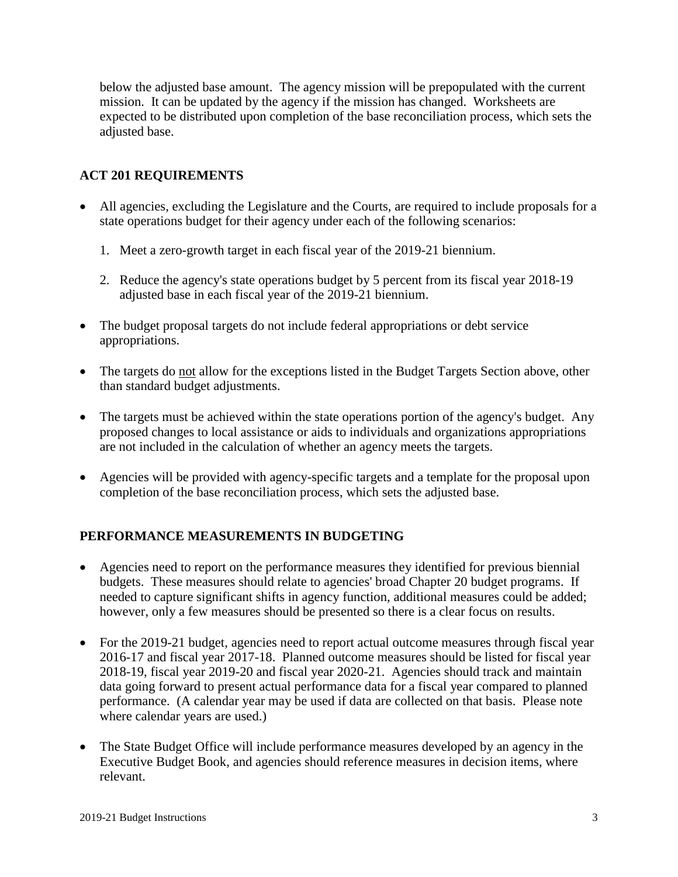below the adjusted base amount. The agency mission will be prepopulated with the current mission. It can be updated by the agency if the mission has changed. Worksheets are expected to be distributed upon completion of the base reconciliation process, which sets the adjusted base.

## ACT 201 REQUIREMENTS

- All agencies, excluding the Legislature and the Courts, are required to include proposals for a state operations budget for their agency under each of the following scenarios:
    1. Meet a zero-growth target in each fiscal year of the 2019-21 biennium.
    2. Reduce the agency's state operations budget by 5 percent from its fiscal year 2018-19 adjusted base in each fiscal year of the 2019-21 biennium.
- The budget proposal targets do not include federal appropriations or debt service appropriations.
- The targets do <u>not</u> allow for the exceptions listed in the Budget Targets Section above, other than standard budget adjustments.
- The targets must be achieved within the state operations portion of the agency's budget. Any proposed changes to local assistance or aids to individuals and organizations appropriations are not included in the calculation of whether an agency meets the targets.
- Agencies will be provided with agency-specific targets and a template for the proposal upon completion of the base reconciliation process, which sets the adjusted base.

## PERFORMANCE MEASUREMENTS IN BUDGETING

- Agencies need to report on the performance measures they identified for previous biennial budgets. These measures should relate to agencies' broad Chapter 20 budget programs. If needed to capture significant shifts in agency function, additional measures could be added; however, only a few measures should be presented so there is a clear focus on results.
- For the 2019-21 budget, agencies need to report actual outcome measures through fiscal year 2016-17 and fiscal year 2017-18. Planned outcome measures should be listed for fiscal year 2018-19, fiscal year 2019-20 and fiscal year 2020-21. Agencies should track and maintain data going forward to present actual performance data for a fiscal year compared to planned performance. (A calendar year may be used if data are collected on that basis. Please note where calendar years are used.)
- The State Budget Office will include performance measures developed by an agency in the Executive Budget Book, and agencies should reference measures in decision items, where relevant.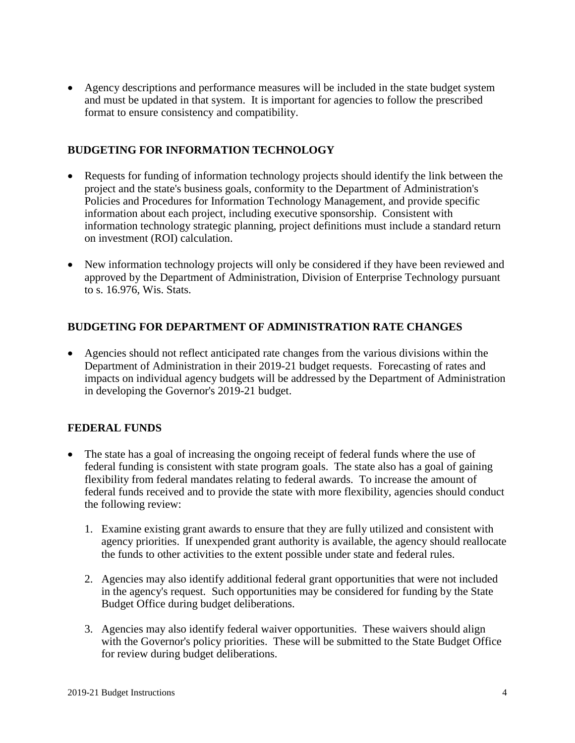- Agency descriptions and performance measures will be included in the state budget system and must be updated in that system. It is important for agencies to follow the prescribed format to ensure consistency and compatibility.

## BUDGETING FOR INFORMATION TECHNOLOGY

- Requests for funding of information technology projects should identify the link between the project and the state's business goals, conformity to the Department of Administration's Policies and Procedures for Information Technology Management, and provide specific information about each project, including executive sponsorship. Consistent with information technology strategic planning, project definitions must include a standard return on investment (ROI) calculation.

- New information technology projects will only be considered if they have been reviewed and approved by the Department of Administration, Division of Enterprise Technology pursuant to s. 16.976, Wis. Stats.

## BUDGETING FOR DEPARTMENT OF ADMINISTRATION RATE CHANGES

- Agencies should not reflect anticipated rate changes from the various divisions within the Department of Administration in their 2019-21 budget requests. Forecasting of rates and impacts on individual agency budgets will be addressed by the Department of Administration in developing the Governor's 2019-21 budget.

## FEDERAL FUNDS

- The state has a goal of increasing the ongoing receipt of federal funds where the use of federal funding is consistent with state program goals. The state also has a goal of gaining flexibility from federal mandates relating to federal awards. To increase the amount of federal funds received and to provide the state with more flexibility, agencies should conduct the following review:

    1. Examine existing grant awards to ensure that they are fully utilized and consistent with agency priorities. If unexpended grant authority is available, the agency should reallocate the funds to other activities to the extent possible under state and federal rules.

    2. Agencies may also identify additional federal grant opportunities that were not included in the agency's request. Such opportunities may be considered for funding by the State Budget Office during budget deliberations.

    3. Agencies may also identify federal waiver opportunities. These waivers should align with the Governor's policy priorities. These will be submitted to the State Budget Office for review during budget deliberations.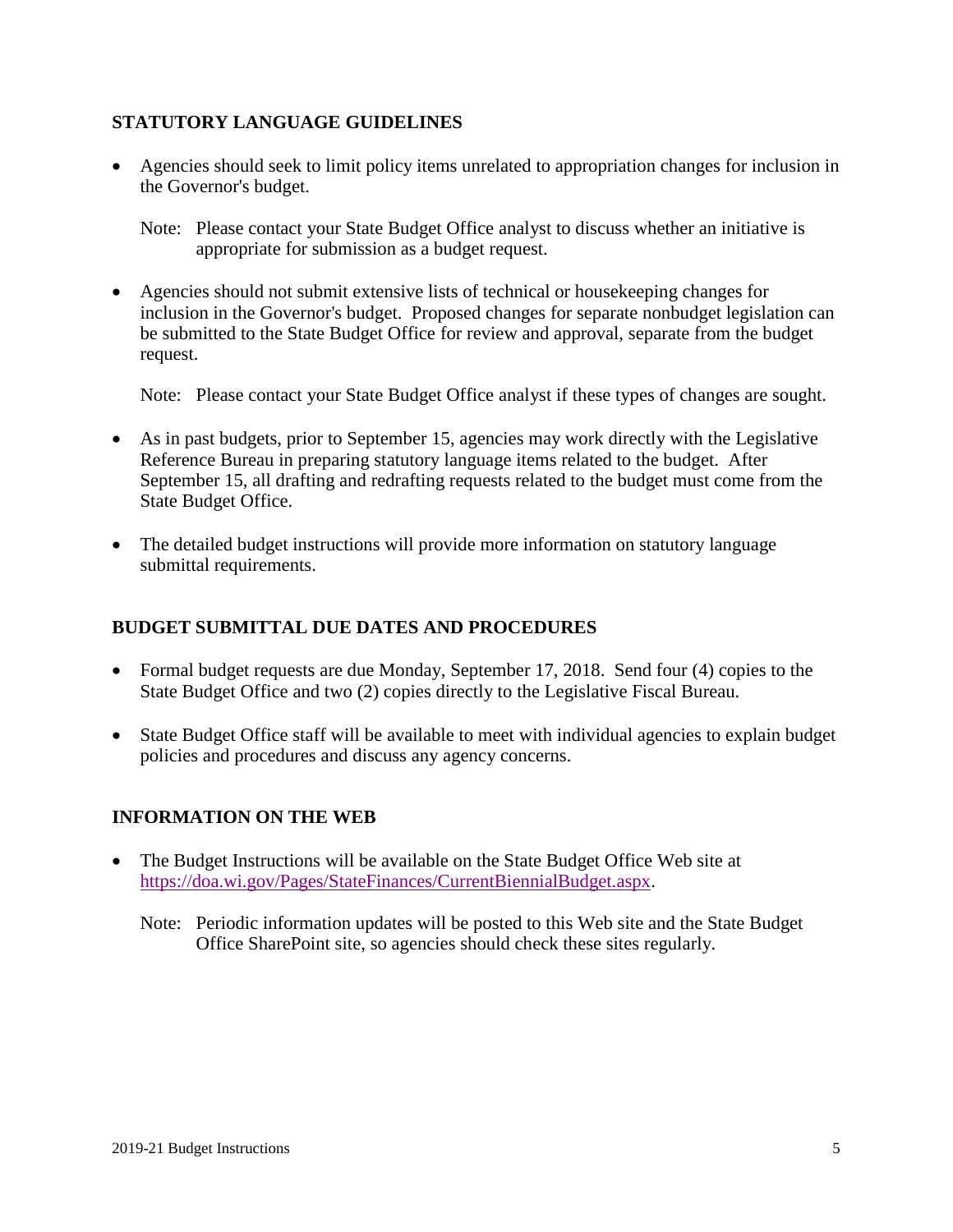## STATUTORY LANGUAGE GUIDELINES

- Agencies should seek to limit policy items unrelated to appropriation changes for inclusion in the Governor's budget.

  Note: Please contact your State Budget Office analyst to discuss whether an initiative is appropriate for submission as a budget request.

- Agencies should not submit extensive lists of technical or housekeeping changes for inclusion in the Governor's budget. Proposed changes for separate nonbudget legislation can be submitted to the State Budget Office for review and approval, separate from the budget request.

  Note: Please contact your State Budget Office analyst if these types of changes are sought.

- As in past budgets, prior to September 15, agencies may work directly with the Legislative Reference Bureau in preparing statutory language items related to the budget. After September 15, all drafting and redrafting requests related to the budget must come from the State Budget Office.

- The detailed budget instructions will provide more information on statutory language submittal requirements.

## BUDGET SUBMITTAL DUE DATES AND PROCEDURES

- Formal budget requests are due Monday, September 17, 2018. Send four (4) copies to the State Budget Office and two (2) copies directly to the Legislative Fiscal Bureau.

- State Budget Office staff will be available to meet with individual agencies to explain budget policies and procedures and discuss any agency concerns.

## INFORMATION ON THE WEB

- The Budget Instructions will be available on the State Budget Office Web site at https://doa.wi.gov/Pages/StateFinances/CurrentBiennialBudget.aspx.

  Note: Periodic information updates will be posted to this Web site and the State Budget Office SharePoint site, so agencies should check these sites regularly.